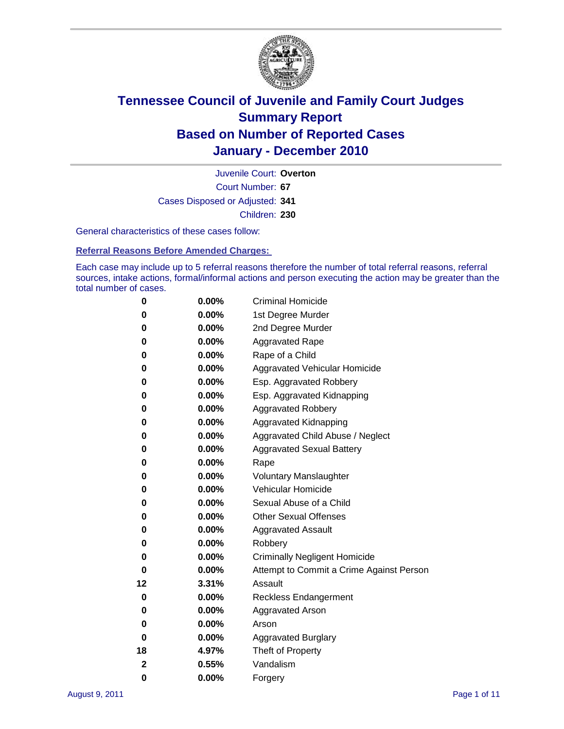# Tennessee Council of Juvenile and Family Court Judges
## Summary Report
## Based on Number of Reported Cases
## January - December 2010

Juvenile Court: **Overton**

Court Number: **67**

Cases Disposed or Adjusted: **341**

Children: **230**

General characteristics of these cases follow:

### Referral Reasons Before Amended Charges:

Each case may include up to 5 referral reasons therefore the number of total referral reasons, referral sources, intake actions, formal/informal actions and person executing the action may be greater than the total number of cases.

| Count | Percent | Referral Reason |
|---|---|---|
| 0 | 0.00% | Criminal Homicide |
| 0 | 0.00% | 1st Degree Murder |
| 0 | 0.00% | 2nd Degree Murder |
| 0 | 0.00% | Aggravated Rape |
| 0 | 0.00% | Rape of a Child |
| 0 | 0.00% | Aggravated Vehicular Homicide |
| 0 | 0.00% | Esp. Aggravated Robbery |
| 0 | 0.00% | Esp. Aggravated Kidnapping |
| 0 | 0.00% | Aggravated Robbery |
| 0 | 0.00% | Aggravated Kidnapping |
| 0 | 0.00% | Aggravated Child Abuse / Neglect |
| 0 | 0.00% | Aggravated Sexual Battery |
| 0 | 0.00% | Rape |
| 0 | 0.00% | Voluntary Manslaughter |
| 0 | 0.00% | Vehicular Homicide |
| 0 | 0.00% | Sexual Abuse of a Child |
| 0 | 0.00% | Other Sexual Offenses |
| 0 | 0.00% | Aggravated Assault |
| 0 | 0.00% | Robbery |
| 0 | 0.00% | Criminally Negligent Homicide |
| 0 | 0.00% | Attempt to Commit a Crime Against Person |
| 12 | 3.31% | Assault |
| 0 | 0.00% | Reckless Endangerment |
| 0 | 0.00% | Aggravated Arson |
| 0 | 0.00% | Arson |
| 0 | 0.00% | Aggravated Burglary |
| 18 | 4.97% | Theft of Property |
| 2 | 0.55% | Vandalism |
| 0 | 0.00% | Forgery |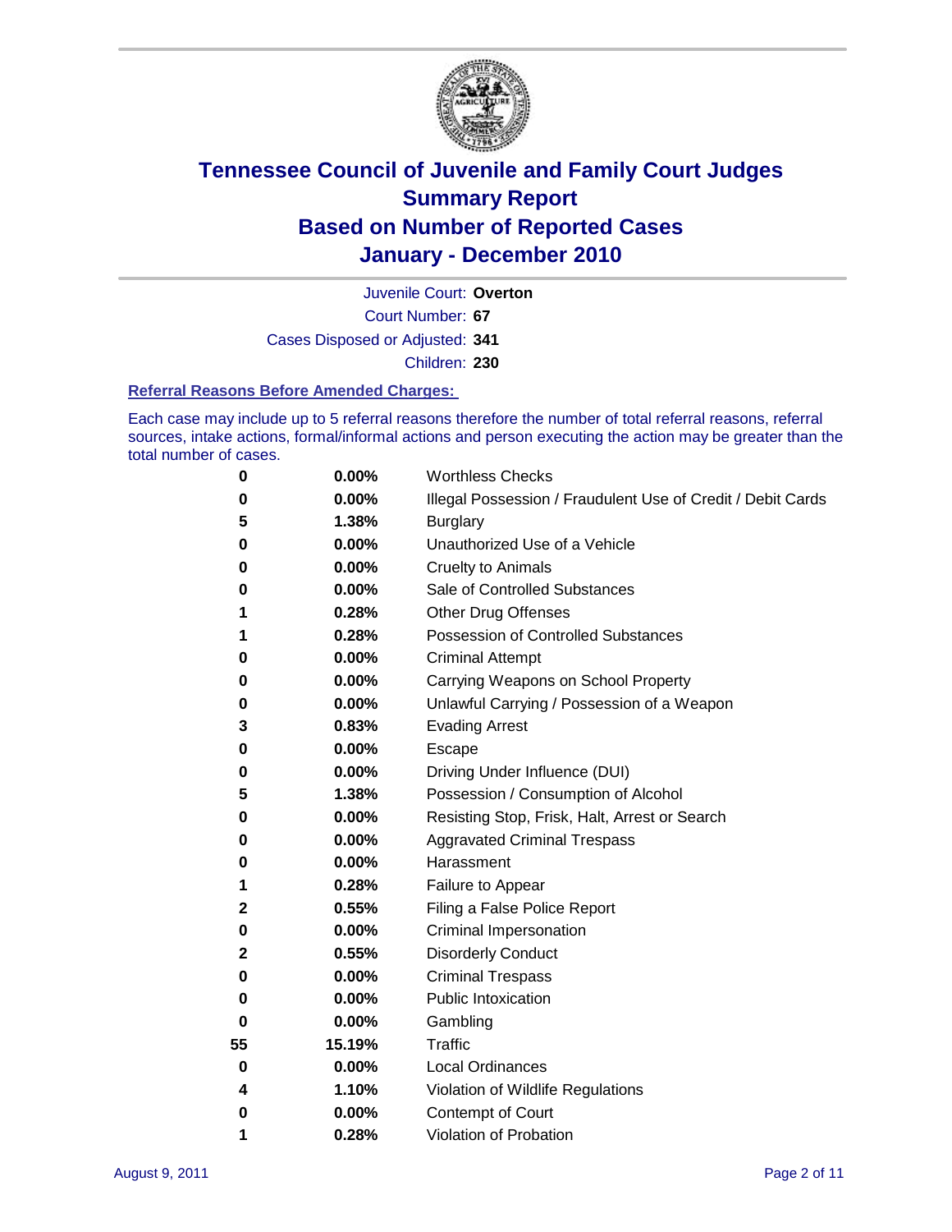# Tennessee Council of Juvenile and Family Court Judges
## Summary Report
## Based on Number of Reported Cases
## January - December 2010

Juvenile Court: **Overton**
Court Number: **67**
Cases Disposed or Adjusted: **341**
Children: **230**

### Referral Reasons Before Amended Charges:

Each case may include up to 5 referral reasons therefore the number of total referral reasons, referral sources, intake actions, formal/informal actions and person executing the action may be greater than the total number of cases.

| Count | Percent | Referral Reason |
|---|---|---|
| 0 | 0.00% | Worthless Checks |
| 0 | 0.00% | Illegal Possession / Fraudulent Use of Credit / Debit Cards |
| 5 | 1.38% | Burglary |
| 0 | 0.00% | Unauthorized Use of a Vehicle |
| 0 | 0.00% | Cruelty to Animals |
| 0 | 0.00% | Sale of Controlled Substances |
| 1 | 0.28% | Other Drug Offenses |
| 1 | 0.28% | Possession of Controlled Substances |
| 0 | 0.00% | Criminal Attempt |
| 0 | 0.00% | Carrying Weapons on School Property |
| 0 | 0.00% | Unlawful Carrying / Possession of a Weapon |
| 3 | 0.83% | Evading Arrest |
| 0 | 0.00% | Escape |
| 0 | 0.00% | Driving Under Influence (DUI) |
| 5 | 1.38% | Possession / Consumption of Alcohol |
| 0 | 0.00% | Resisting Stop, Frisk, Halt, Arrest or Search |
| 0 | 0.00% | Aggravated Criminal Trespass |
| 0 | 0.00% | Harassment |
| 1 | 0.28% | Failure to Appear |
| 2 | 0.55% | Filing a False Police Report |
| 0 | 0.00% | Criminal Impersonation |
| 2 | 0.55% | Disorderly Conduct |
| 0 | 0.00% | Criminal Trespass |
| 0 | 0.00% | Public Intoxication |
| 0 | 0.00% | Gambling |
| 55 | 15.19% | Traffic |
| 0 | 0.00% | Local Ordinances |
| 4 | 1.10% | Violation of Wildlife Regulations |
| 0 | 0.00% | Contempt of Court |
| 1 | 0.28% | Violation of Probation |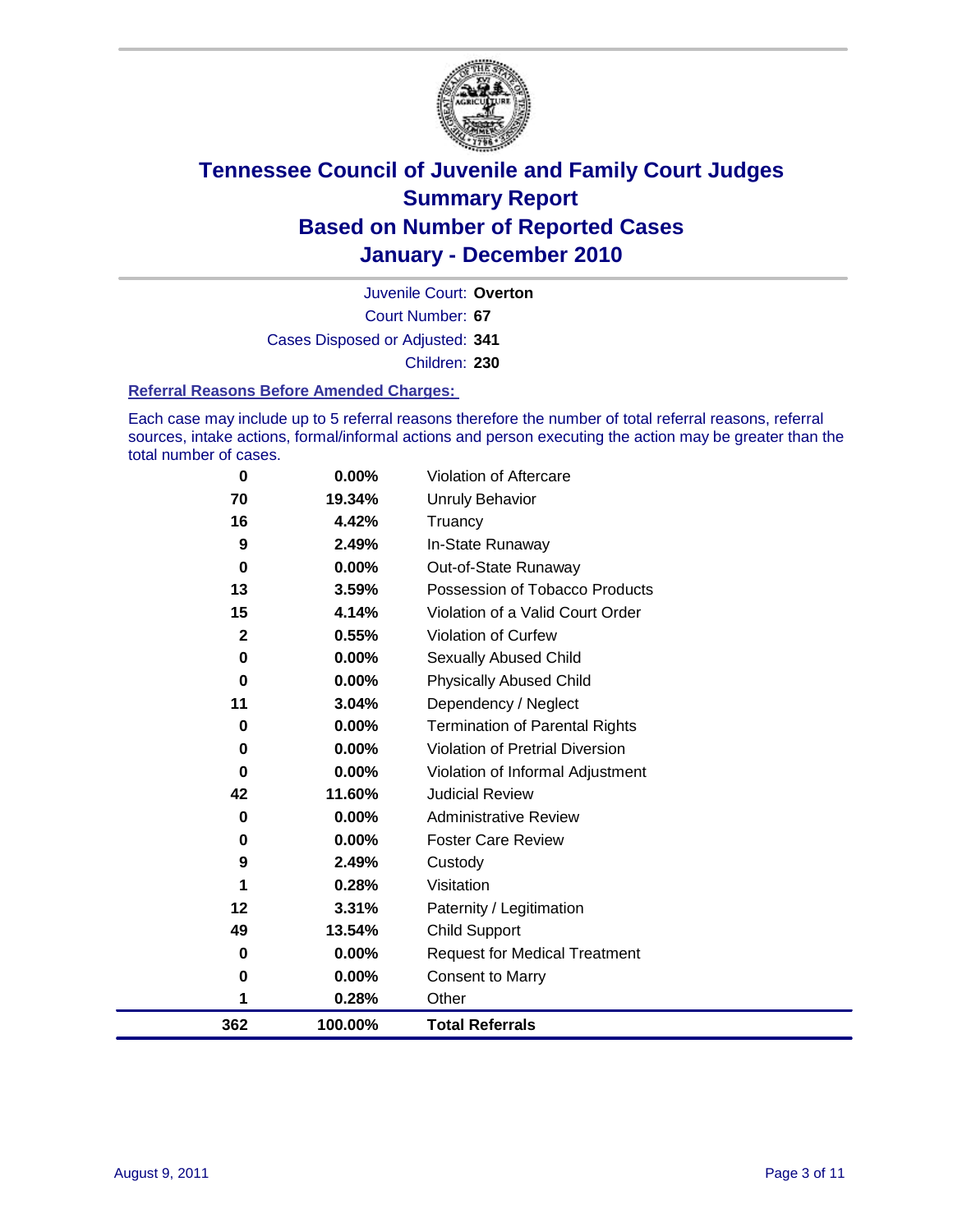# Tennessee Council of Juvenile and Family Court Judges
## Summary Report
## Based on Number of Reported Cases
## January - December 2010

Juvenile Court: **Overton**

Court Number: **67**

Cases Disposed or Adjusted: **341**

Children: **230**

### Referral Reasons Before Amended Charges:

Each case may include up to 5 referral reasons therefore the number of total referral reasons, referral sources, intake actions, formal/informal actions and person executing the action may be greater than the total number of cases.

| Count | Percent | Referral Reason |
|---|---|---|
| 0 | 0.00% | Violation of Aftercare |
| 70 | 19.34% | Unruly Behavior |
| 16 | 4.42% | Truancy |
| 9 | 2.49% | In-State Runaway |
| 0 | 0.00% | Out-of-State Runaway |
| 13 | 3.59% | Possession of Tobacco Products |
| 15 | 4.14% | Violation of a Valid Court Order |
| 2 | 0.55% | Violation of Curfew |
| 0 | 0.00% | Sexually Abused Child |
| 0 | 0.00% | Physically Abused Child |
| 11 | 3.04% | Dependency / Neglect |
| 0 | 0.00% | Termination of Parental Rights |
| 0 | 0.00% | Violation of Pretrial Diversion |
| 0 | 0.00% | Violation of Informal Adjustment |
| 42 | 11.60% | Judicial Review |
| 0 | 0.00% | Administrative Review |
| 0 | 0.00% | Foster Care Review |
| 9 | 2.49% | Custody |
| 1 | 0.28% | Visitation |
| 12 | 3.31% | Paternity / Legitimation |
| 49 | 13.54% | Child Support |
| 0 | 0.00% | Request for Medical Treatment |
| 0 | 0.00% | Consent to Marry |
| 1 | 0.28% | Other |
| **362** | **100.00%** | **Total Referrals** |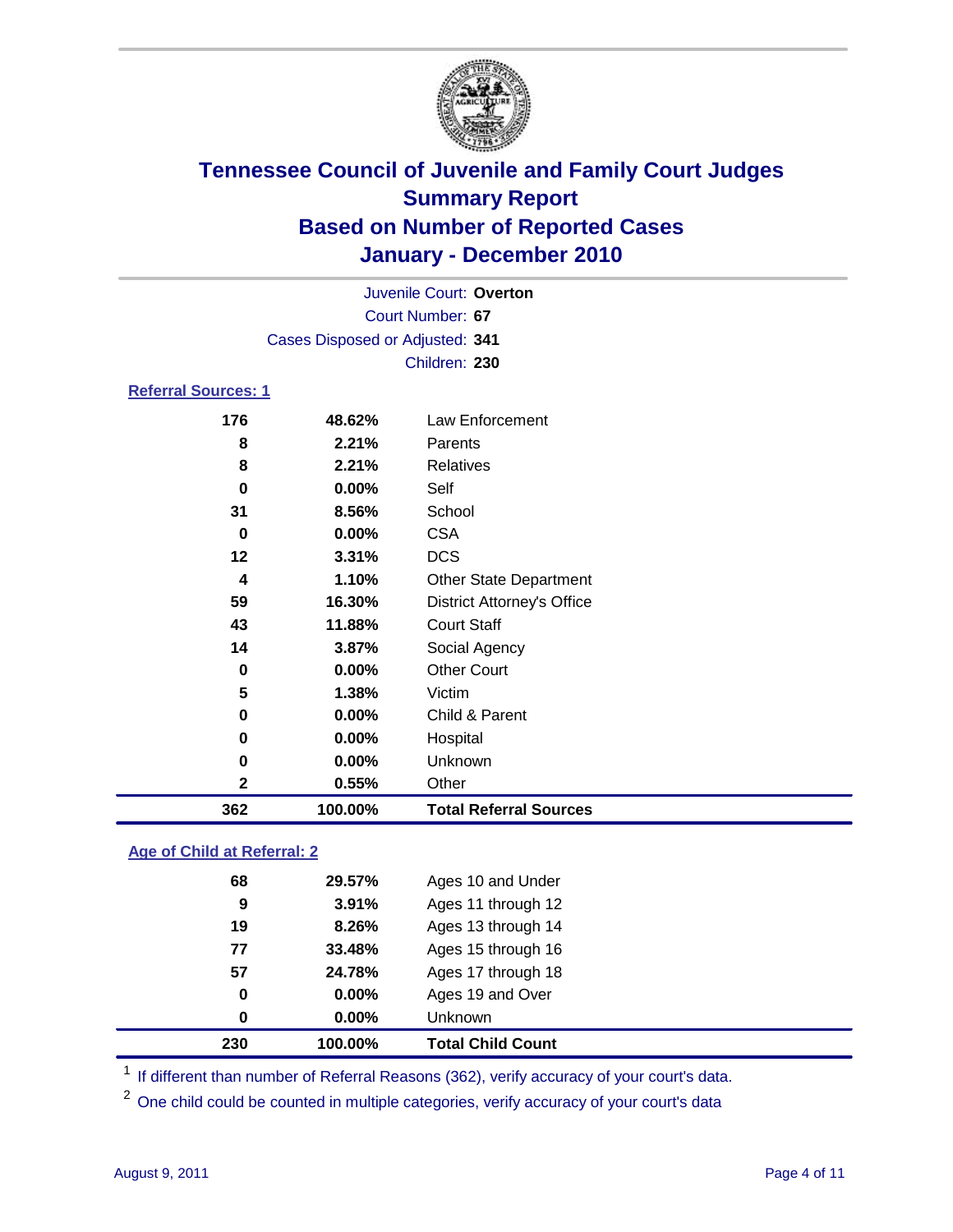# Tennessee Council of Juvenile and Family Court Judges
## Summary Report
## Based on Number of Reported Cases
## January - December 2010

Juvenile Court: **Overton**

Court Number: **67**

Cases Disposed or Adjusted: **341**

Children: **230**

### Referral Sources: 1

| | | |
|---|---|---|
| 176 | 48.62% | Law Enforcement |
| 8 | 2.21% | Parents |
| 8 | 2.21% | Relatives |
| 0 | 0.00% | Self |
| 31 | 8.56% | School |
| 0 | 0.00% | CSA |
| 12 | 3.31% | DCS |
| 4 | 1.10% | Other State Department |
| 59 | 16.30% | District Attorney's Office |
| 43 | 11.88% | Court Staff |
| 14 | 3.87% | Social Agency |
| 0 | 0.00% | Other Court |
| 5 | 1.38% | Victim |
| 0 | 0.00% | Child & Parent |
| 0 | 0.00% | Hospital |
| 0 | 0.00% | Unknown |
| 2 | 0.55% | Other |
| **362** | **100.00%** | **Total Referral Sources** |

### Age of Child at Referral: 2

| | | |
|---|---|---|
| 68 | 29.57% | Ages 10 and Under |
| 9 | 3.91% | Ages 11 through 12 |
| 19 | 8.26% | Ages 13 through 14 |
| 77 | 33.48% | Ages 15 through 16 |
| 57 | 24.78% | Ages 17 through 18 |
| 0 | 0.00% | Ages 19 and Over |
| 0 | 0.00% | Unknown |
| **230** | **100.00%** | **Total Child Count** |

[1] If different than number of Referral Reasons (362), verify accuracy of your court's data.

[2] One child could be counted in multiple categories, verify accuracy of your court's data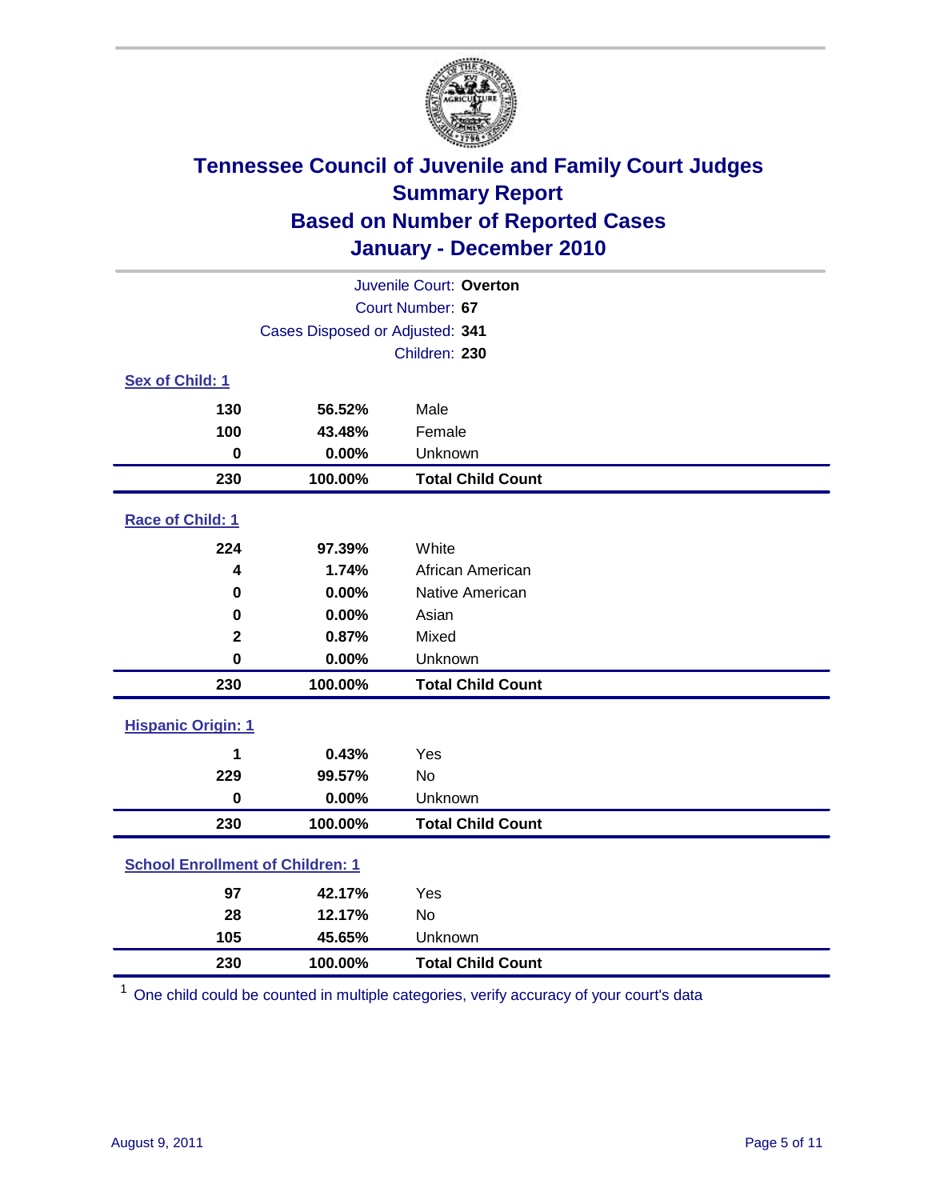# Tennessee Council of Juvenile and Family Court Judges
## Summary Report
## Based on Number of Reported Cases
## January - December 2010

Juvenile Court: **Overton**

Court Number: **67**

Cases Disposed or Adjusted: **341**

Children: **230**

### Sex of Child: 1

| | | |
|---|---|---|
| 130 | 56.52% | Male |
| 100 | 43.48% | Female |
| 0 | 0.00% | Unknown |
| **230** | **100.00%** | **Total Child Count** |

### Race of Child: 1

| | | |
|---|---|---|
| 224 | 97.39% | White |
| 4 | 1.74% | African American |
| 0 | 0.00% | Native American |
| 0 | 0.00% | Asian |
| 2 | 0.87% | Mixed |
| 0 | 0.00% | Unknown |
| **230** | **100.00%** | **Total Child Count** |

### Hispanic Origin: 1

| | | |
|---|---|---|
| 1 | 0.43% | Yes |
| 229 | 99.57% | No |
| 0 | 0.00% | Unknown |
| **230** | **100.00%** | **Total Child Count** |

### School Enrollment of Children: 1

| | | |
|---|---|---|
| 97 | 42.17% | Yes |
| 28 | 12.17% | No |
| 105 | 45.65% | Unknown |
| **230** | **100.00%** | **Total Child Count** |

[1] One child could be counted in multiple categories, verify accuracy of your court's data

August 9, 2011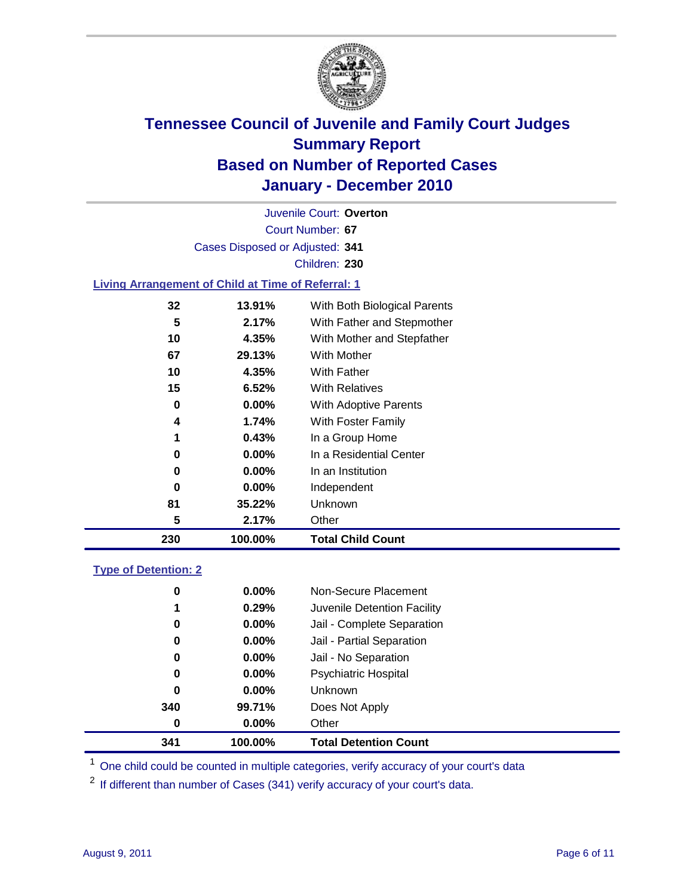# Tennessee Council of Juvenile and Family Court Judges
## Summary Report
## Based on Number of Reported Cases
## January - December 2010

Juvenile Court: **Overton**

Court Number: **67**

Cases Disposed or Adjusted: **341**

Children: **230**

### Living Arrangement of Child at Time of Referral: 1

| | | |
|---|---|---|
| 32 | 13.91% | With Both Biological Parents |
| 5 | 2.17% | With Father and Stepmother |
| 10 | 4.35% | With Mother and Stepfather |
| 67 | 29.13% | With Mother |
| 10 | 4.35% | With Father |
| 15 | 6.52% | With Relatives |
| 0 | 0.00% | With Adoptive Parents |
| 4 | 1.74% | With Foster Family |
| 1 | 0.43% | In a Group Home |
| 0 | 0.00% | In a Residential Center |
| 0 | 0.00% | In an Institution |
| 0 | 0.00% | Independent |
| 81 | 35.22% | Unknown |
| 5 | 2.17% | Other |
| **230** | **100.00%** | **Total Child Count** |

### Type of Detention: 2

| | | |
|---|---|---|
| 0 | 0.00% | Non-Secure Placement |
| 1 | 0.29% | Juvenile Detention Facility |
| 0 | 0.00% | Jail - Complete Separation |
| 0 | 0.00% | Jail - Partial Separation |
| 0 | 0.00% | Jail - No Separation |
| 0 | 0.00% | Psychiatric Hospital |
| 0 | 0.00% | Unknown |
| 340 | 99.71% | Does Not Apply |
| 0 | 0.00% | Other |
| **341** | **100.00%** | **Total Detention Count** |

[1] One child could be counted in multiple categories, verify accuracy of your court's data

[2] If different than number of Cases (341) verify accuracy of your court's data.

August 9, 2011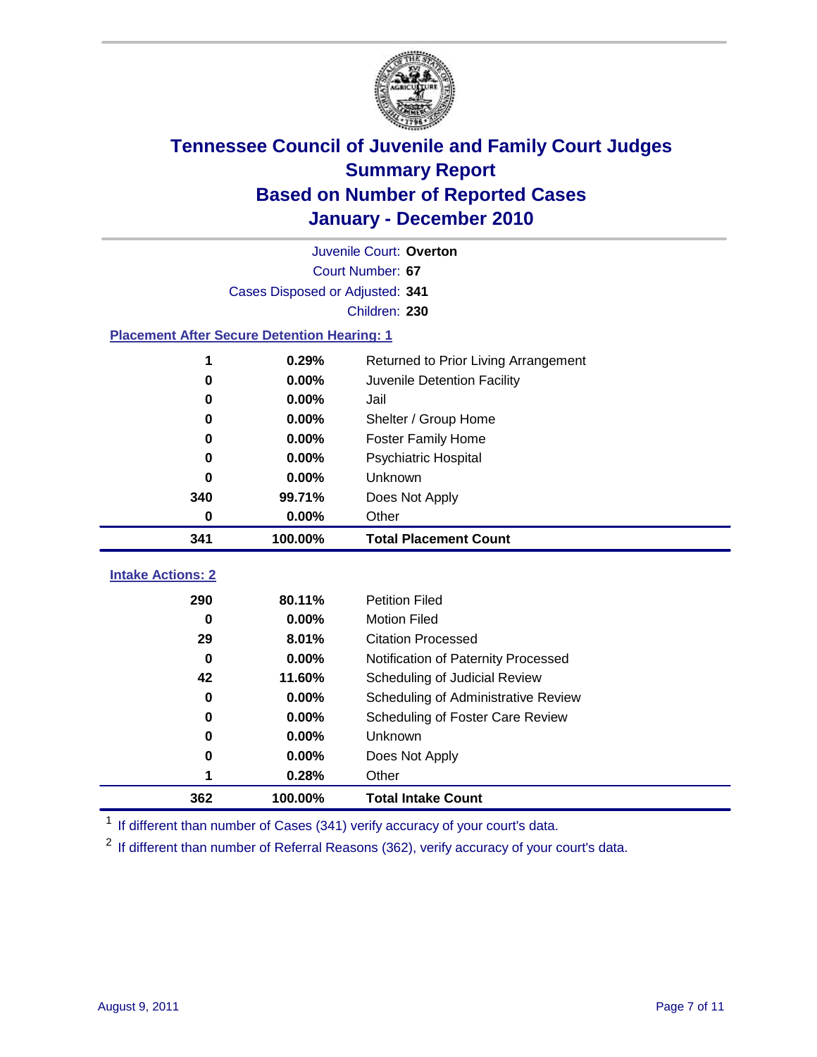# Tennessee Council of Juvenile and Family Court Judges
## Summary Report
## Based on Number of Reported Cases
## January - December 2010

Juvenile Court: **Overton**

Court Number: **67**

Cases Disposed or Adjusted: **341**

Children: **230**

### Placement After Secure Detention Hearing: 1

| | | |
|---|---|---|
| 1 | 0.29% | Returned to Prior Living Arrangement |
| 0 | 0.00% | Juvenile Detention Facility |
| 0 | 0.00% | Jail |
| 0 | 0.00% | Shelter / Group Home |
| 0 | 0.00% | Foster Family Home |
| 0 | 0.00% | Psychiatric Hospital |
| 0 | 0.00% | Unknown |
| 340 | 99.71% | Does Not Apply |
| 0 | 0.00% | Other |
| **341** | **100.00%** | **Total Placement Count** |

### Intake Actions: 2

| | | |
|---|---|---|
| 290 | 80.11% | Petition Filed |
| 0 | 0.00% | Motion Filed |
| 29 | 8.01% | Citation Processed |
| 0 | 0.00% | Notification of Paternity Processed |
| 42 | 11.60% | Scheduling of Judicial Review |
| 0 | 0.00% | Scheduling of Administrative Review |
| 0 | 0.00% | Scheduling of Foster Care Review |
| 0 | 0.00% | Unknown |
| 0 | 0.00% | Does Not Apply |
| 1 | 0.28% | Other |
| **362** | **100.00%** | **Total Intake Count** |

[1] If different than number of Cases (341) verify accuracy of your court's data.

[2] If different than number of Referral Reasons (362), verify accuracy of your court's data.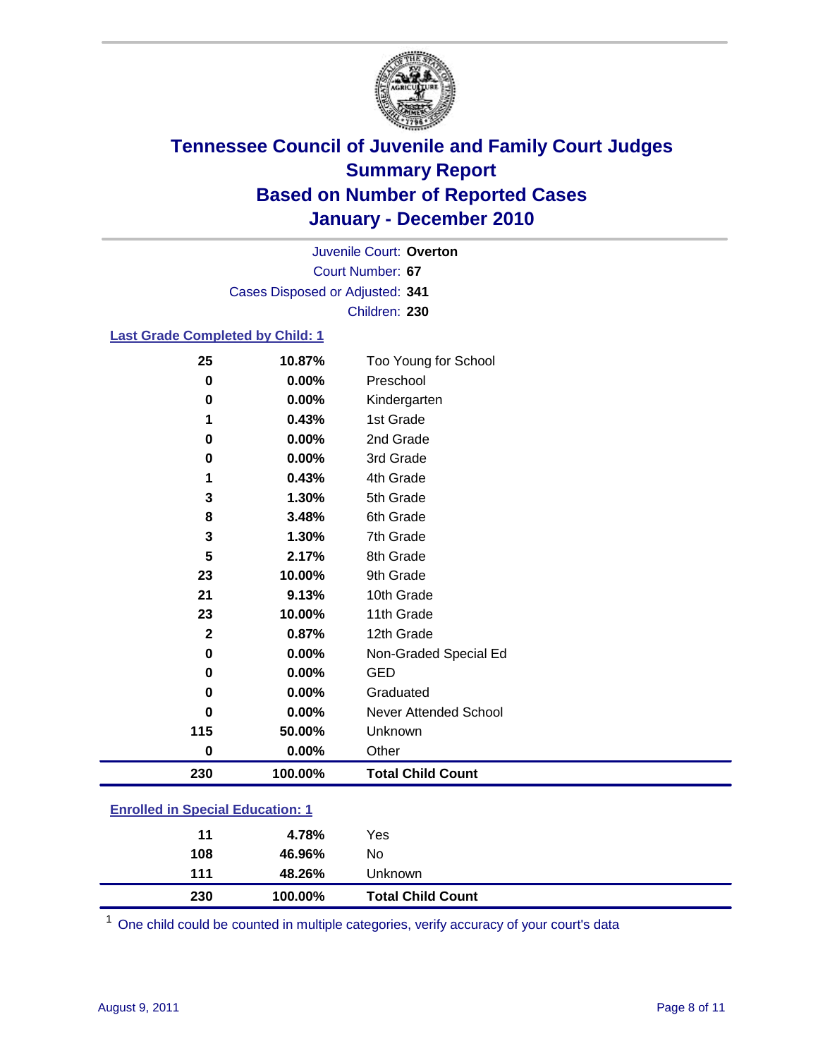# Tennessee Council of Juvenile and Family Court Judges
## Summary Report
## Based on Number of Reported Cases
## January - December 2010

Juvenile Court: **Overton**

Court Number: **67**

Cases Disposed or Adjusted: **341**

Children: **230**

### Last Grade Completed by Child: 1

| Count | Percent | Category |
|---|---|---|
| 25 | 10.87% | Too Young for School |
| 0 | 0.00% | Preschool |
| 0 | 0.00% | Kindergarten |
| 1 | 0.43% | 1st Grade |
| 0 | 0.00% | 2nd Grade |
| 0 | 0.00% | 3rd Grade |
| 1 | 0.43% | 4th Grade |
| 3 | 1.30% | 5th Grade |
| 8 | 3.48% | 6th Grade |
| 3 | 1.30% | 7th Grade |
| 5 | 2.17% | 8th Grade |
| 23 | 10.00% | 9th Grade |
| 21 | 9.13% | 10th Grade |
| 23 | 10.00% | 11th Grade |
| 2 | 0.87% | 12th Grade |
| 0 | 0.00% | Non-Graded Special Ed |
| 0 | 0.00% | GED |
| 0 | 0.00% | Graduated |
| 0 | 0.00% | Never Attended School |
| 115 | 50.00% | Unknown |
| 0 | 0.00% | Other |
| **230** | **100.00%** | **Total Child Count** |

### Enrolled in Special Education: 1

| Count | Percent | Category |
|---|---|---|
| 11 | 4.78% | Yes |
| 108 | 46.96% | No |
| 111 | 48.26% | Unknown |
| **230** | **100.00%** | **Total Child Count** |

[1] One child could be counted in multiple categories, verify accuracy of your court's data

August 9, 2011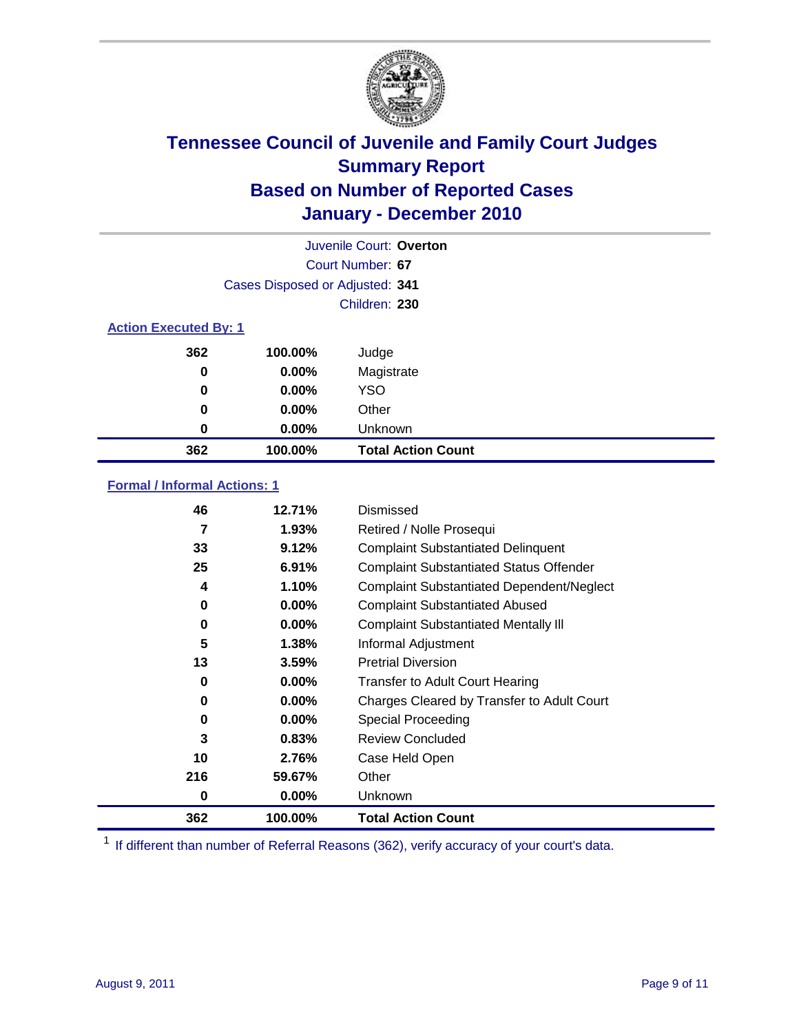# Tennessee Council of Juvenile and Family Court Judges
## Summary Report
## Based on Number of Reported Cases
## January - December 2010

Juvenile Court: **Overton**

Court Number: **67**

Cases Disposed or Adjusted: **341**

Children: **230**

### Action Executed By: 1

| Count | Percent | Action |
|---|---|---|
| 362 | 100.00% | Judge |
| 0 | 0.00% | Magistrate |
| 0 | 0.00% | YSO |
| 0 | 0.00% | Other |
| 0 | 0.00% | Unknown |
| **362** | **100.00%** | **Total Action Count** |

### Formal / Informal Actions: 1

| Count | Percent | Action |
|---|---|---|
| 46 | 12.71% | Dismissed |
| 7 | 1.93% | Retired / Nolle Prosequi |
| 33 | 9.12% | Complaint Substantiated Delinquent |
| 25 | 6.91% | Complaint Substantiated Status Offender |
| 4 | 1.10% | Complaint Substantiated Dependent/Neglect |
| 0 | 0.00% | Complaint Substantiated Abused |
| 0 | 0.00% | Complaint Substantiated Mentally Ill |
| 5 | 1.38% | Informal Adjustment |
| 13 | 3.59% | Pretrial Diversion |
| 0 | 0.00% | Transfer to Adult Court Hearing |
| 0 | 0.00% | Charges Cleared by Transfer to Adult Court |
| 0 | 0.00% | Special Proceeding |
| 3 | 0.83% | Review Concluded |
| 10 | 2.76% | Case Held Open |
| 216 | 59.67% | Other |
| 0 | 0.00% | Unknown |
| **362** | **100.00%** | **Total Action Count** |

[1] If different than number of Referral Reasons (362), verify accuracy of your court's data.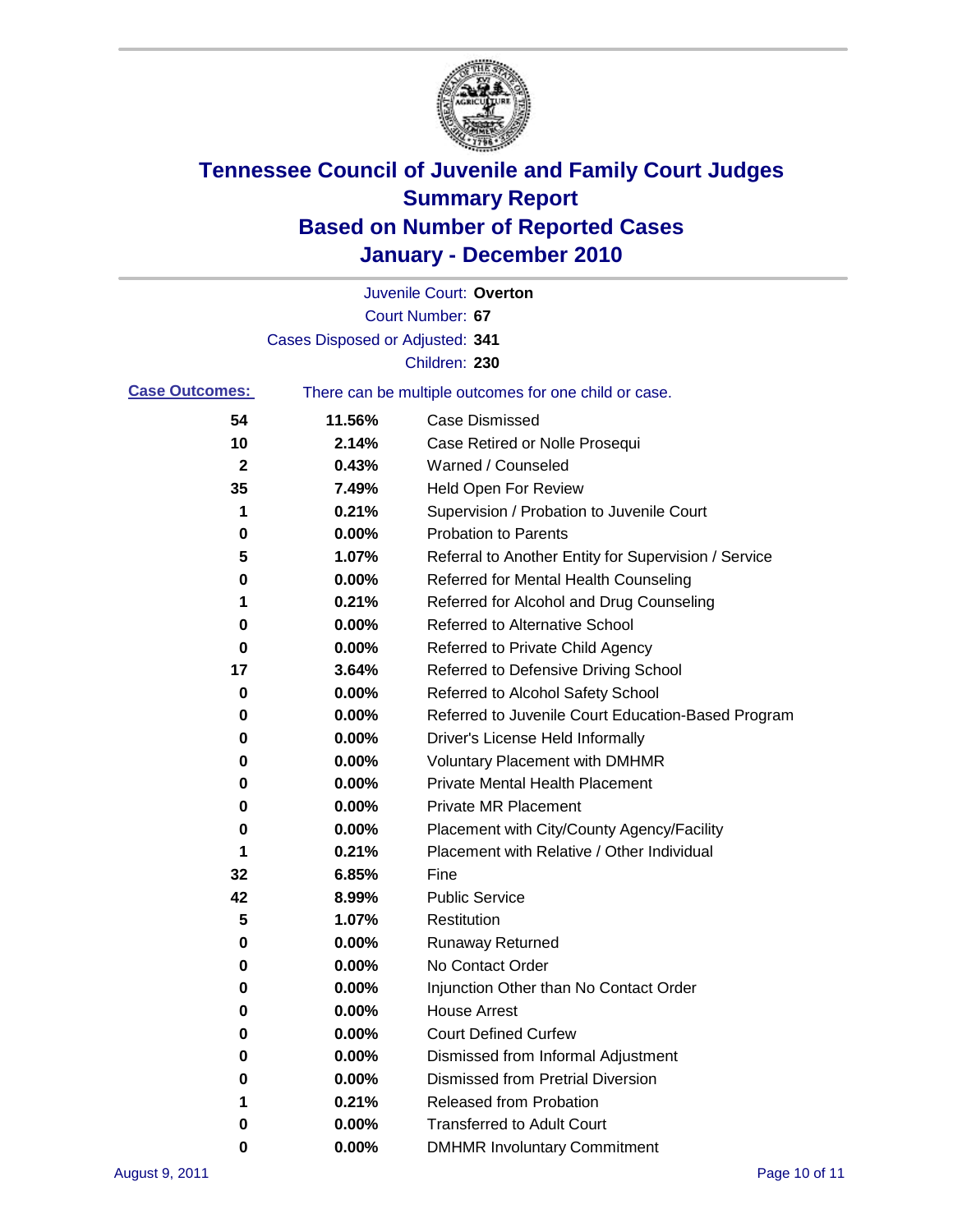# Tennessee Council of Juvenile and Family Court Judges
## Summary Report
## Based on Number of Reported Cases
## January - December 2010

Juvenile Court: **Overton**
Court Number: **67**
Cases Disposed or Adjusted: **341**
Children: **230**

**Case Outcomes:** There can be multiple outcomes for one child or case.

| Count | Percent | Outcome |
|---|---|---|
| 54 | 11.56% | Case Dismissed |
| 10 | 2.14% | Case Retired or Nolle Prosequi |
| 2 | 0.43% | Warned / Counseled |
| 35 | 7.49% | Held Open For Review |
| 1 | 0.21% | Supervision / Probation to Juvenile Court |
| 0 | 0.00% | Probation to Parents |
| 5 | 1.07% | Referral to Another Entity for Supervision / Service |
| 0 | 0.00% | Referred for Mental Health Counseling |
| 1 | 0.21% | Referred for Alcohol and Drug Counseling |
| 0 | 0.00% | Referred to Alternative School |
| 0 | 0.00% | Referred to Private Child Agency |
| 17 | 3.64% | Referred to Defensive Driving School |
| 0 | 0.00% | Referred to Alcohol Safety School |
| 0 | 0.00% | Referred to Juvenile Court Education-Based Program |
| 0 | 0.00% | Driver's License Held Informally |
| 0 | 0.00% | Voluntary Placement with DMHMR |
| 0 | 0.00% | Private Mental Health Placement |
| 0 | 0.00% | Private MR Placement |
| 0 | 0.00% | Placement with City/County Agency/Facility |
| 1 | 0.21% | Placement with Relative / Other Individual |
| 32 | 6.85% | Fine |
| 42 | 8.99% | Public Service |
| 5 | 1.07% | Restitution |
| 0 | 0.00% | Runaway Returned |
| 0 | 0.00% | No Contact Order |
| 0 | 0.00% | Injunction Other than No Contact Order |
| 0 | 0.00% | House Arrest |
| 0 | 0.00% | Court Defined Curfew |
| 0 | 0.00% | Dismissed from Informal Adjustment |
| 0 | 0.00% | Dismissed from Pretrial Diversion |
| 1 | 0.21% | Released from Probation |
| 0 | 0.00% | Transferred to Adult Court |
| 0 | 0.00% | DMHMR Involuntary Commitment |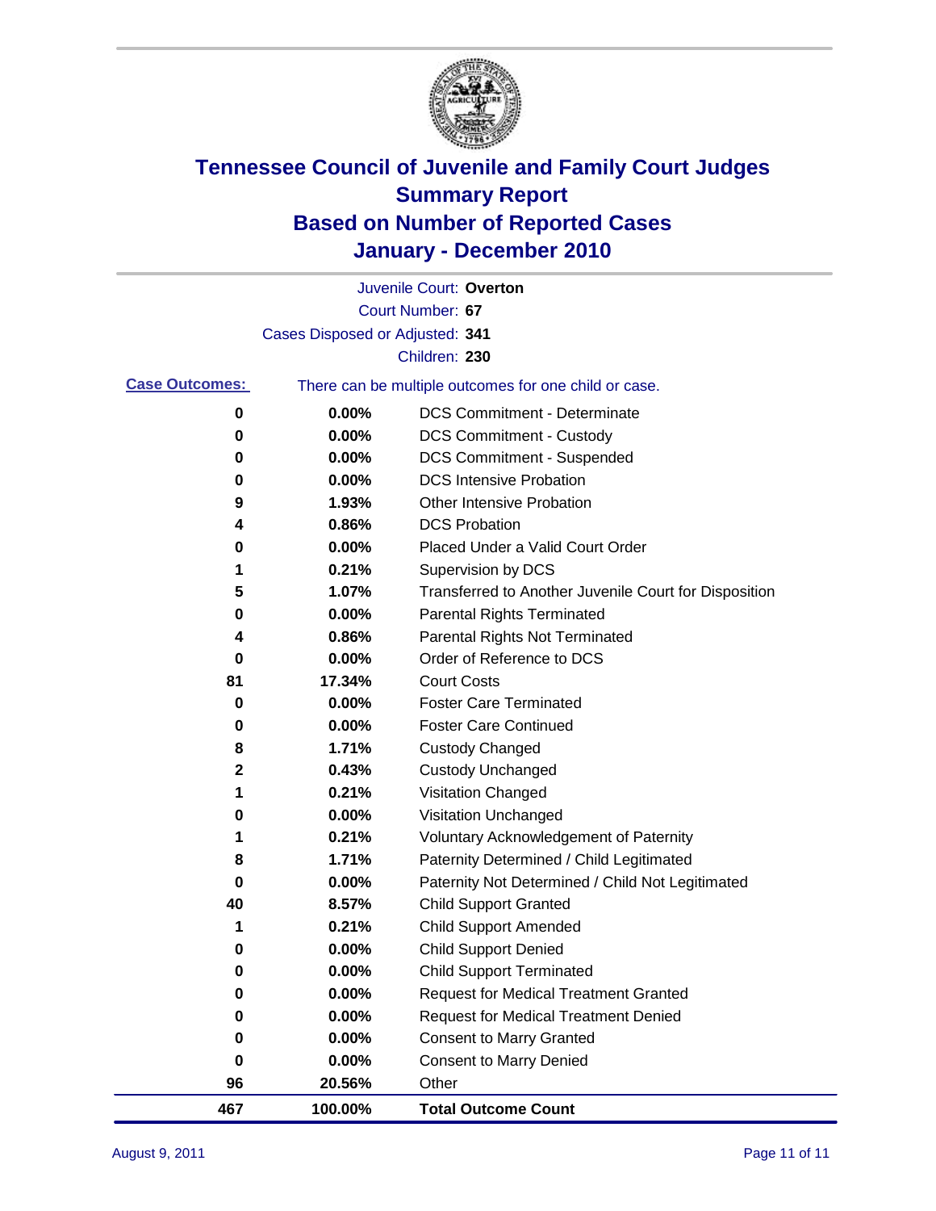# Tennessee Council of Juvenile and Family Court Judges
## Summary Report
## Based on Number of Reported Cases
## January - December 2010

Juvenile Court: **Overton**

Court Number: **67**

Cases Disposed or Adjusted: **341**

Children: **230**

**Case Outcomes:** There can be multiple outcomes for one child or case.

| | | |
|---|---|---|
| 0 | 0.00% | DCS Commitment - Determinate |
| 0 | 0.00% | DCS Commitment - Custody |
| 0 | 0.00% | DCS Commitment - Suspended |
| 0 | 0.00% | DCS Intensive Probation |
| 9 | 1.93% | Other Intensive Probation |
| 4 | 0.86% | DCS Probation |
| 0 | 0.00% | Placed Under a Valid Court Order |
| 1 | 0.21% | Supervision by DCS |
| 5 | 1.07% | Transferred to Another Juvenile Court for Disposition |
| 0 | 0.00% | Parental Rights Terminated |
| 4 | 0.86% | Parental Rights Not Terminated |
| 0 | 0.00% | Order of Reference to DCS |
| 81 | 17.34% | Court Costs |
| 0 | 0.00% | Foster Care Terminated |
| 0 | 0.00% | Foster Care Continued |
| 8 | 1.71% | Custody Changed |
| 2 | 0.43% | Custody Unchanged |
| 1 | 0.21% | Visitation Changed |
| 0 | 0.00% | Visitation Unchanged |
| 1 | 0.21% | Voluntary Acknowledgement of Paternity |
| 8 | 1.71% | Paternity Determined / Child Legitimated |
| 0 | 0.00% | Paternity Not Determined / Child Not Legitimated |
| 40 | 8.57% | Child Support Granted |
| 1 | 0.21% | Child Support Amended |
| 0 | 0.00% | Child Support Denied |
| 0 | 0.00% | Child Support Terminated |
| 0 | 0.00% | Request for Medical Treatment Granted |
| 0 | 0.00% | Request for Medical Treatment Denied |
| 0 | 0.00% | Consent to Marry Granted |
| 0 | 0.00% | Consent to Marry Denied |
| 96 | 20.56% | Other |
| **467** | **100.00%** | **Total Outcome Count** |